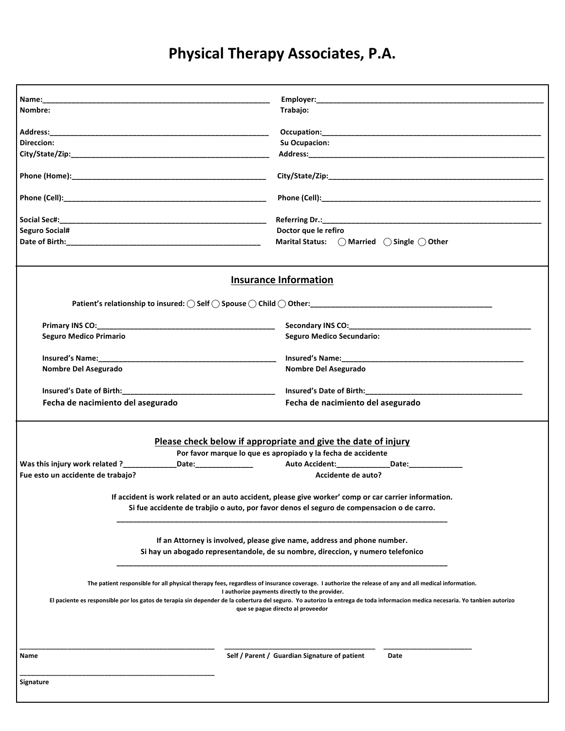# Physical Therapy Associates, P.A.

Name:________________________________________
Nombre:

Address:________________________________________
Direccion:

City/State/Zip:________________________________________

Phone (Home):________________________________________

Phone (Cell):________________________________________

Social Sec#:________________________________________
Seguro Social#

Date of Birth:________________________________________

Employer:________________________________________
Trabajo:

Occupation:________________________________________
Su Ocupacion:

Address:________________________________________

City/State/Zip:________________________________________

Phone (Cell):________________________________________

Referring Dr.:________________________________________
Doctor que le refiro

Marital Status: ◯ Married ◯ Single ◯ Other

## Insurance Information

Patient's relationship to insured: ◯ Self ◯ Spouse ◯ Child ◯ Other:________________________________

Primary INS CO:________________________________________
Seguro Medico Primario

Insured's Name:________________________________________
Nombre Del Asegurado

Insured's Date of Birth:________________________________________
Fecha de nacimiento del asegurado

Secondary INS CO:________________________________________
Seguro Medico Secundario:

Insured's Name:________________________________________
Nombre Del Asegurado

Insured's Date of Birth:________________________________________
Fecha de nacimiento del asegurado

## Please check below if appropriate and give the date of injury

Por favor marque lo que es apropiado y la fecha de accidente

Was this injury work related ?____________Date:_____________
Fue esto un accidente de trabajo?

Auto Accident:____________Date:_____________
Accidente de auto?

If accident is work related or an auto accident, please give worker' comp or car carrier information.
Si fue accidente de trabjio o auto, por favor denos el seguro de compensacion o de carro.

________________________________________________________________________

If an Attorney is involved, please give name, address and phone number.
Si hay un abogado representandole, de su nombre, direccion, y numero telefonico

________________________________________________________________________

The patient responsible for all physical therapy fees, regardless of insurance coverage. I authorize the release of any and all medical information. I authorize payments directly to the provider.
El paciente es responsible por los gatos de terapia sin depender de la cobertura del seguro. Yo autorizo la entrega de toda informacion medica necesaria. Yo tanbien autorizo que se pague directo al proveedor

________________________________________ ________________________________ ____________________
Name | Self / Parent / Guardian Signature of patient | Date

________________________________________
Signature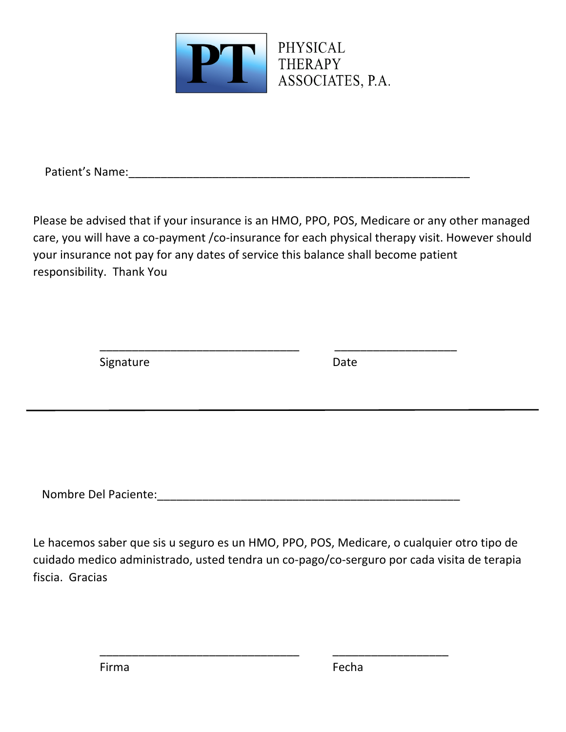PT PHYSICAL THERAPY ASSOCIATES, P.A.

Patient's Name:_______________________________________________________

Please be advised that if your insurance is an HMO, PPO, POS, Medicare or any other managed care, you will have a co-payment /co-insurance for each physical therapy visit. However should your insurance not pay for any dates of service this balance shall become patient responsibility. Thank You

_________________________________ ____________________

Signature Date

---

Nombre Del Paciente:__________________________________________________

Le hacemos saber que sis u seguro es un HMO, PPO, POS, Medicare, o cualquier otro tipo de cuidado medico administrado, usted tendra un co-pago/co-serguro por cada visita de terapia fiscia. Gracias

_________________________________ ___________________

Firma Fecha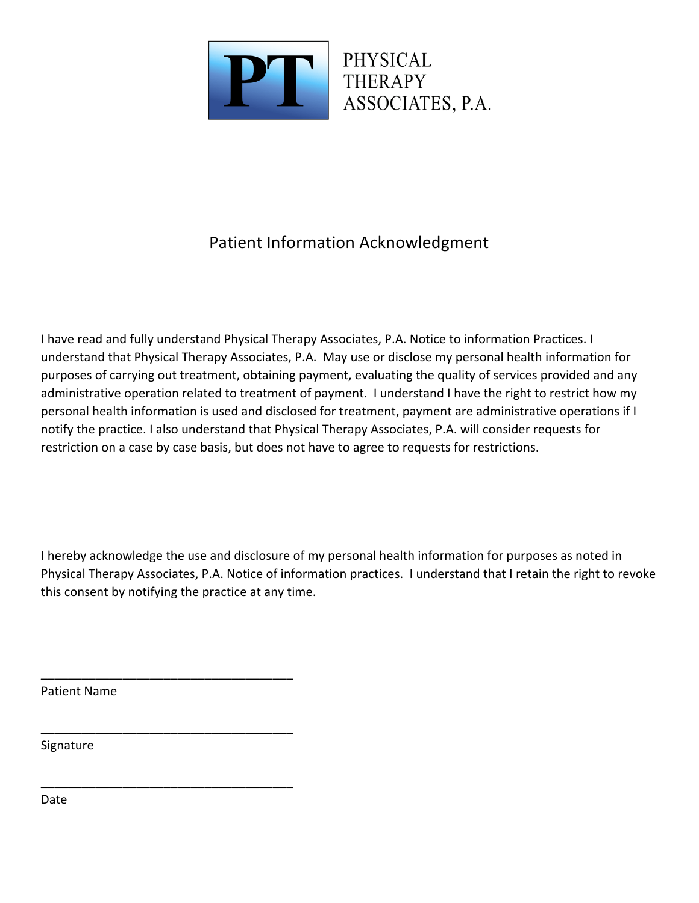PHYSICAL THERAPY ASSOCIATES, P.A.

# Patient Information Acknowledgment

I have read and fully understand Physical Therapy Associates, P.A. Notice to information Practices. I understand that Physical Therapy Associates, P.A. May use or disclose my personal health information for purposes of carrying out treatment, obtaining payment, evaluating the quality of services provided and any administrative operation related to treatment of payment. I understand I have the right to restrict how my personal health information is used and disclosed for treatment, payment are administrative operations if I notify the practice. I also understand that Physical Therapy Associates, P.A. will consider requests for restriction on a case by case basis, but does not have to agree to requests for restrictions.

I hereby acknowledge the use and disclosure of my personal health information for purposes as noted in Physical Therapy Associates, P.A. Notice of information practices. I understand that I retain the right to revoke this consent by notifying the practice at any time.

______________________________________
Patient Name

______________________________________
Signature

______________________________________
Date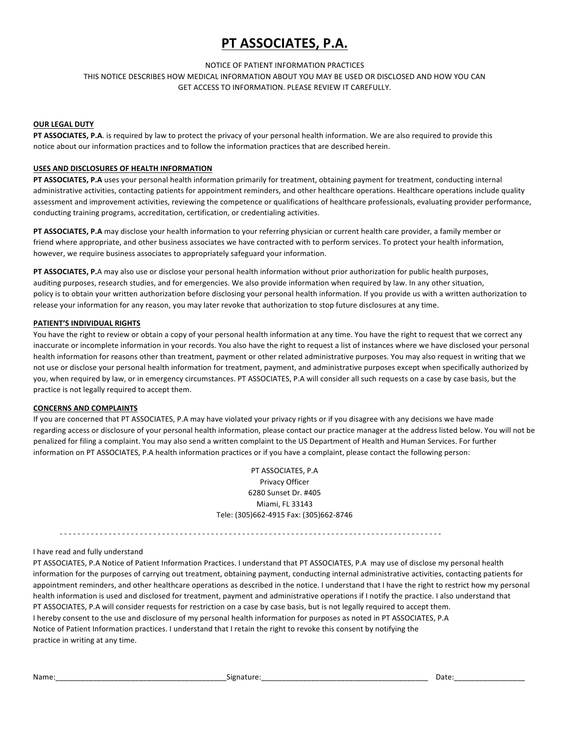# PT ASSOCIATES, P.A.

NOTICE OF PATIENT INFORMATION PRACTICES
THIS NOTICE DESCRIBES HOW MEDICAL INFORMATION ABOUT YOU MAY BE USED OR DISCLOSED AND HOW YOU CAN GET ACCESS TO INFORMATION. PLEASE REVIEW IT CAREFULLY.

**OUR LEGAL DUTY**

**PT ASSOCIATES, P.A**. is required by law to protect the privacy of your personal health information. We are also required to provide this notice about our information practices and to follow the information practices that are described herein.

**USES AND DISCLOSURES OF HEALTH INFORMATION**

**PT ASSOCIATES, P.A** uses your personal health information primarily for treatment, obtaining payment for treatment, conducting internal administrative activities, contacting patients for appointment reminders, and other healthcare operations. Healthcare operations include quality assessment and improvement activities, reviewing the competence or qualifications of healthcare professionals, evaluating provider performance, conducting training programs, accreditation, certification, or credentialing activities.

**PT ASSOCIATES, P.A** may disclose your health information to your referring physician or current health care provider, a family member or friend where appropriate, and other business associates we have contracted with to perform services. To protect your health information, however, we require business associates to appropriately safeguard your information.

**PT ASSOCIATES, P.**A may also use or disclose your personal health information without prior authorization for public health purposes, auditing purposes, research studies, and for emergencies. We also provide information when required by law. In any other situation, policy is to obtain your written authorization before disclosing your personal health information. If you provide us with a written authorization to release your information for any reason, you may later revoke that authorization to stop future disclosures at any time.

**PATIENT'S INDIVIDUAL RIGHTS**

You have the right to review or obtain a copy of your personal health information at any time. You have the right to request that we correct any inaccurate or incomplete information in your records. You also have the right to request a list of instances where we have disclosed your personal health information for reasons other than treatment, payment or other related administrative purposes. You may also request in writing that we not use or disclose your personal health information for treatment, payment, and administrative purposes except when specifically authorized by you, when required by law, or in emergency circumstances. PT ASSOCIATES, P.A will consider all such requests on a case by case basis, but the practice is not legally required to accept them.

**CONCERNS AND COMPLAINTS**

If you are concerned that PT ASSOCIATES, P.A may have violated your privacy rights or if you disagree with any decisions we have made regarding access or disclosure of your personal health information, please contact our practice manager at the address listed below. You will not be penalized for filing a complaint. You may also send a written complaint to the US Department of Health and Human Services. For further information on PT ASSOCIATES, P.A health information practices or if you have a complaint, please contact the following person:

PT ASSOCIATES, P.A
Privacy Officer
6280 Sunset Dr. #405
Miami, FL 33143
Tele: (305)662-4915 Fax: (305)662-8746

- - - - - - - - - - - - - - - - - - - - - - - - - - - - - - - - - - - - - - - - - - - - - - - - - - - - - - - - - - - - - - - - - - - - - - - - - - - - - - - - - - - - - - - - - - - -

I have read and fully understand
PT ASSOCIATES, P.A Notice of Patient Information Practices. I understand that PT ASSOCIATES, P.A may use of disclose my personal health information for the purposes of carrying out treatment, obtaining payment, conducting internal administrative activities, contacting patients for appointment reminders, and other healthcare operations as described in the notice. I understand that I have the right to restrict how my personal health information is used and disclosed for treatment, payment and administrative operations if I notify the practice. I also understand that PT ASSOCIATES, P.A will consider requests for restriction on a case by case basis, but is not legally required to accept them.
I hereby consent to the use and disclosure of my personal health information for purposes as noted in PT ASSOCIATES, P.A Notice of Patient Information practices. I understand that I retain the right to revoke this consent by notifying the practice in writing at any time.

Name:\_\_\_\_\_\_\_\_\_\_\_\_\_\_\_\_\_\_\_\_\_\_\_\_\_\_\_\_\_\_\_\_\_\_\_\_\_\_\_\_ Signature:\_\_\_\_\_\_\_\_\_\_\_\_\_\_\_\_\_\_\_\_\_\_\_\_\_\_\_\_\_\_\_\_\_\_\_\_\_\_\_\_ Date:\_\_\_\_\_\_\_\_\_\_\_\_\_\_\_\_\_